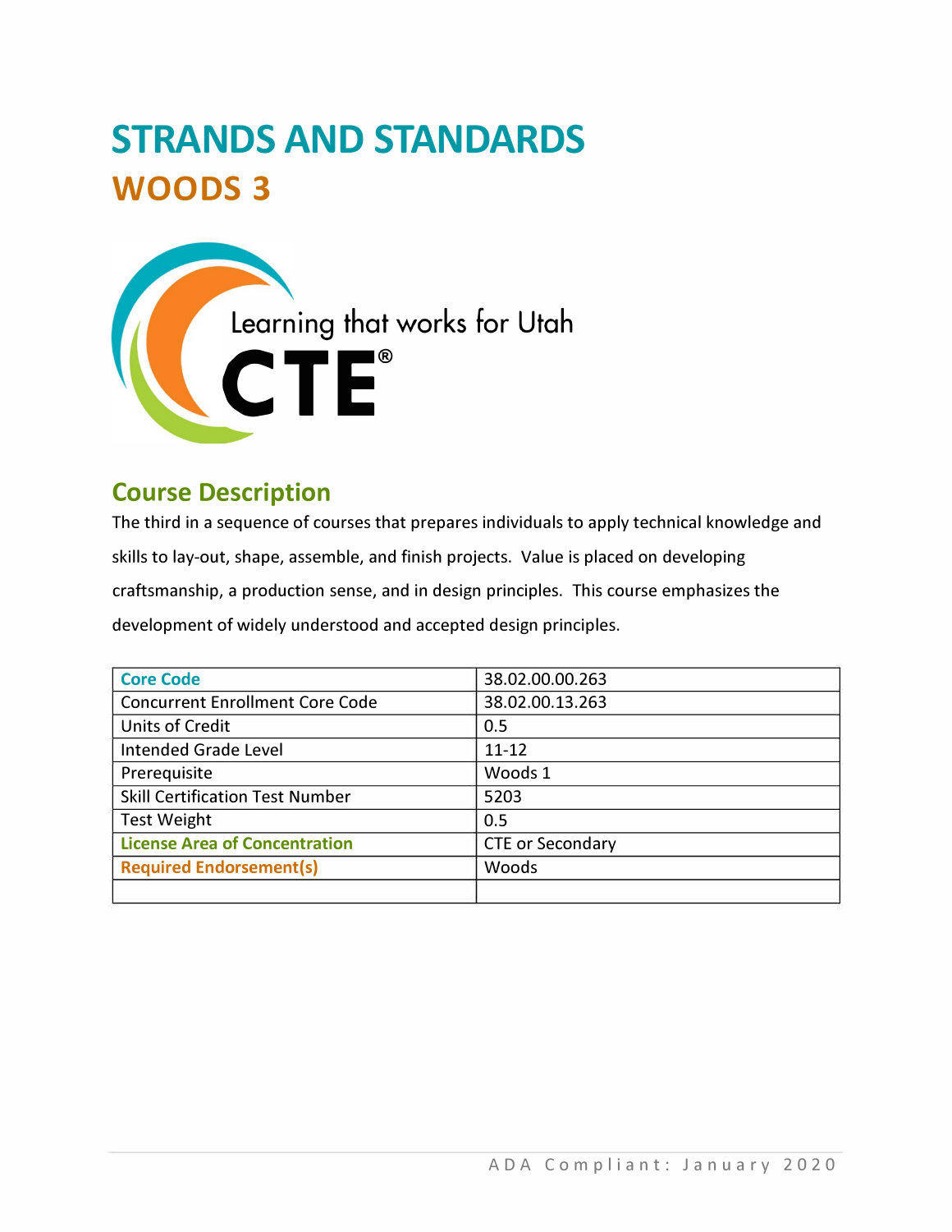# STRANDS AND STANDARDS

# WOODS 3

## Course Description

The third in a sequence of courses that prepares individuals to apply technical knowledge and skills to lay-out, shape, assemble, and finish projects. Value is placed on developing craftsmanship, a production sense, and in design principles. This course emphasizes the development of widely understood and accepted design principles.

| Core Code | 38.02.00.00.263 |
| --- | --- |
| Concurrent Enrollment Core Code | 38.02.00.13.263 |
| Units of Credit | 0.5 |
| Intended Grade Level | 11-12 |
| Prerequisite | Woods 1 |
| Skill Certification Test Number | 5203 |
| Test Weight | 0.5 |
| License Area of Concentration | CTE or Secondary |
| Required Endorsement(s) | Woods |
| | |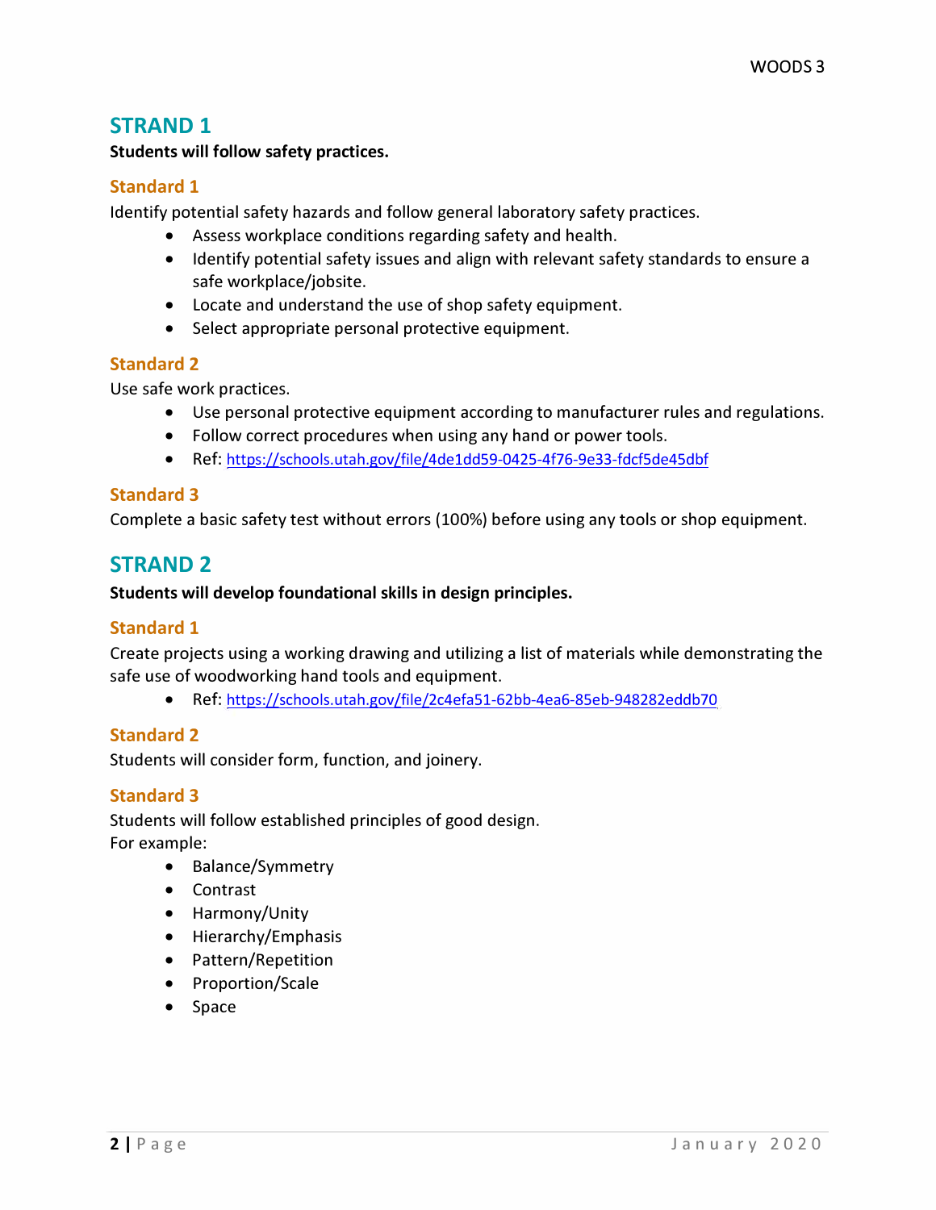## STRAND 1

**Students will follow safety practices.**

### Standard 1

Identify potential safety hazards and follow general laboratory safety practices.

- Assess workplace conditions regarding safety and health.
- Identify potential safety issues and align with relevant safety standards to ensure a safe workplace/jobsite.
- Locate and understand the use of shop safety equipment.
- Select appropriate personal protective equipment.

### Standard 2

Use safe work practices.

- Use personal protective equipment according to manufacturer rules and regulations.
- Follow correct procedures when using any hand or power tools.
- Ref: https://schools.utah.gov/file/4de1dd59-0425-4f76-9e33-fdcf5de45dbf

### Standard 3

Complete a basic safety test without errors (100%) before using any tools or shop equipment.

## STRAND 2

**Students will develop foundational skills in design principles.**

### Standard 1

Create projects using a working drawing and utilizing a list of materials while demonstrating the safe use of woodworking hand tools and equipment.

- Ref: https://schools.utah.gov/file/2c4efa51-62bb-4ea6-85eb-948282eddb70

### Standard 2

Students will consider form, function, and joinery.

### Standard 3

Students will follow established principles of good design.
For example:

- Balance/Symmetry
- Contrast
- Harmony/Unity
- Hierarchy/Emphasis
- Pattern/Repetition
- Proportion/Scale
- Space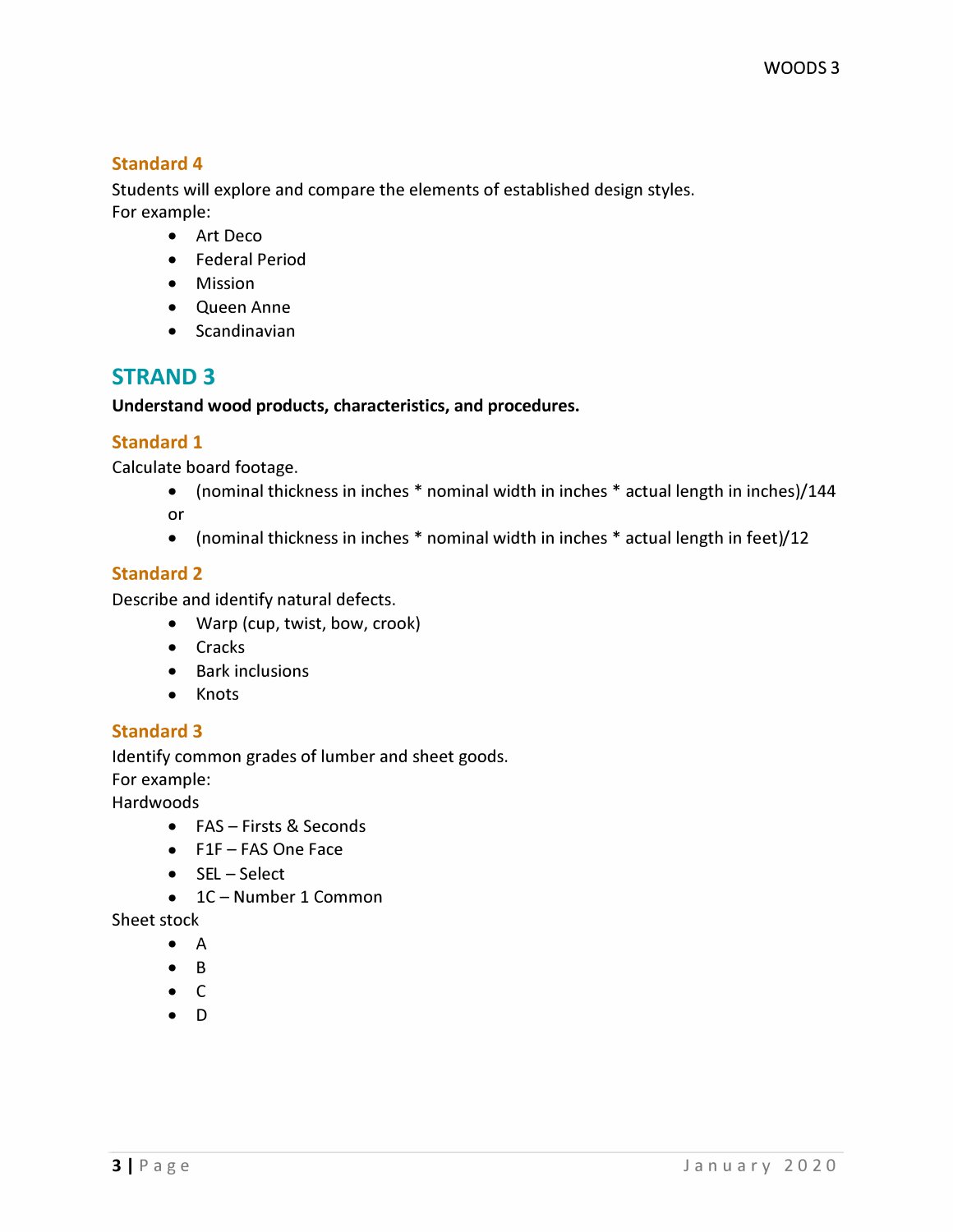### Standard 4

Students will explore and compare the elements of established design styles.
For example:

- Art Deco
- Federal Period
- Mission
- Queen Anne
- Scandinavian

## STRAND 3

**Understand wood products, characteristics, and procedures.**

### Standard 1

Calculate board footage.

- (nominal thickness in inches * nominal width in inches * actual length in inches)/144

or

- (nominal thickness in inches * nominal width in inches * actual length in feet)/12

### Standard 2

Describe and identify natural defects.

- Warp (cup, twist, bow, crook)
- Cracks
- Bark inclusions
- Knots

### Standard 3

Identify common grades of lumber and sheet goods.
For example:
Hardwoods

- FAS – Firsts & Seconds
- F1F – FAS One Face
- SEL – Select
- 1C – Number 1 Common

Sheet stock

- A
- B
- C
- D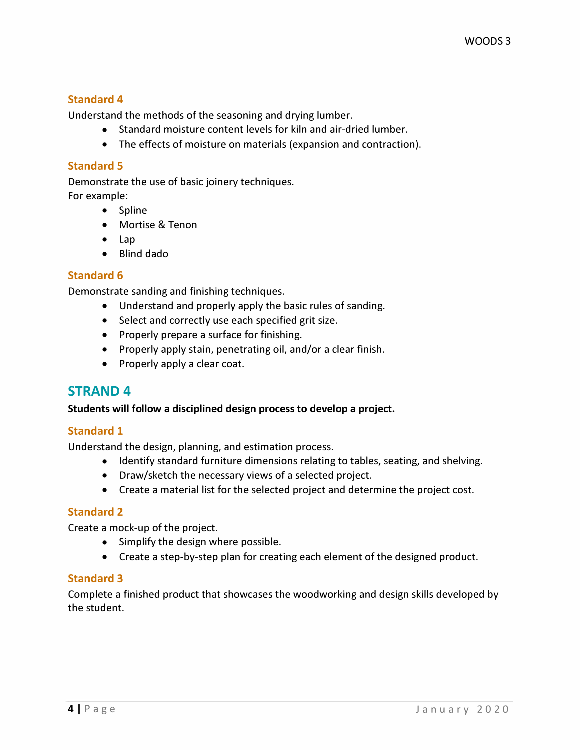### Standard 4

Understand the methods of the seasoning and drying lumber.

- Standard moisture content levels for kiln and air-dried lumber.
- The effects of moisture on materials (expansion and contraction).

### Standard 5

Demonstrate the use of basic joinery techniques.
For example:

- Spline
- Mortise & Tenon
- Lap
- Blind dado

### Standard 6

Demonstrate sanding and finishing techniques.

- Understand and properly apply the basic rules of sanding.
- Select and correctly use each specified grit size.
- Properly prepare a surface for finishing.
- Properly apply stain, penetrating oil, and/or a clear finish.
- Properly apply a clear coat.

## STRAND 4

**Students will follow a disciplined design process to develop a project.**

### Standard 1

Understand the design, planning, and estimation process.

- Identify standard furniture dimensions relating to tables, seating, and shelving.
- Draw/sketch the necessary views of a selected project.
- Create a material list for the selected project and determine the project cost.

### Standard 2

Create a mock-up of the project.

- Simplify the design where possible.
- Create a step-by-step plan for creating each element of the designed product.

### Standard 3

Complete a finished product that showcases the woodworking and design skills developed by the student.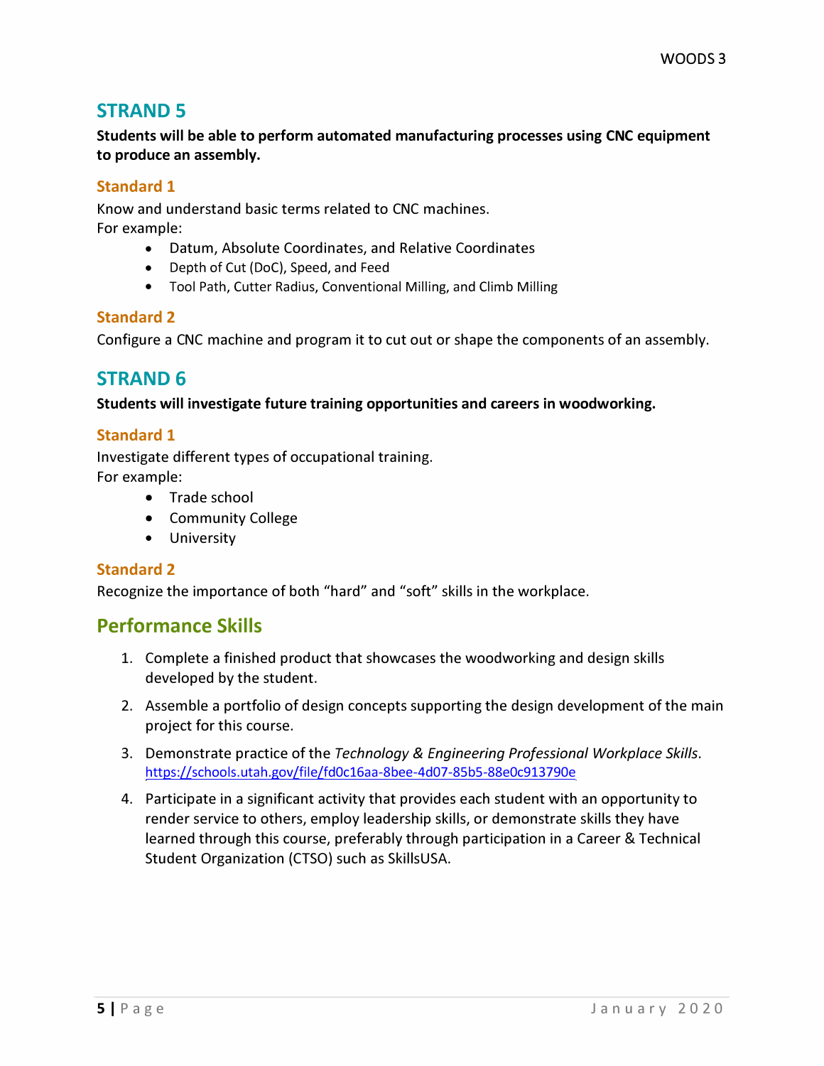## STRAND 5

**Students will be able to perform automated manufacturing processes using CNC equipment to produce an assembly.**

### Standard 1

Know and understand basic terms related to CNC machines.
For example:

- Datum, Absolute Coordinates, and Relative Coordinates
- Depth of Cut (DoC), Speed, and Feed
- Tool Path, Cutter Radius, Conventional Milling, and Climb Milling

### Standard 2

Configure a CNC machine and program it to cut out or shape the components of an assembly.

## STRAND 6

**Students will investigate future training opportunities and careers in woodworking.**

### Standard 1

Investigate different types of occupational training.
For example:

- Trade school
- Community College
- University

### Standard 2

Recognize the importance of both “hard” and “soft” skills in the workplace.

## Performance Skills

1. Complete a finished product that showcases the woodworking and design skills developed by the student.
2. Assemble a portfolio of design concepts supporting the design development of the main project for this course.
3. Demonstrate practice of the *Technology & Engineering Professional Workplace Skills*. https://schools.utah.gov/file/fd0c16aa-8bee-4d07-85b5-88e0c913790e
4. Participate in a significant activity that provides each student with an opportunity to render service to others, employ leadership skills, or demonstrate skills they have learned through this course, preferably through participation in a Career & Technical Student Organization (CTSO) such as SkillsUSA.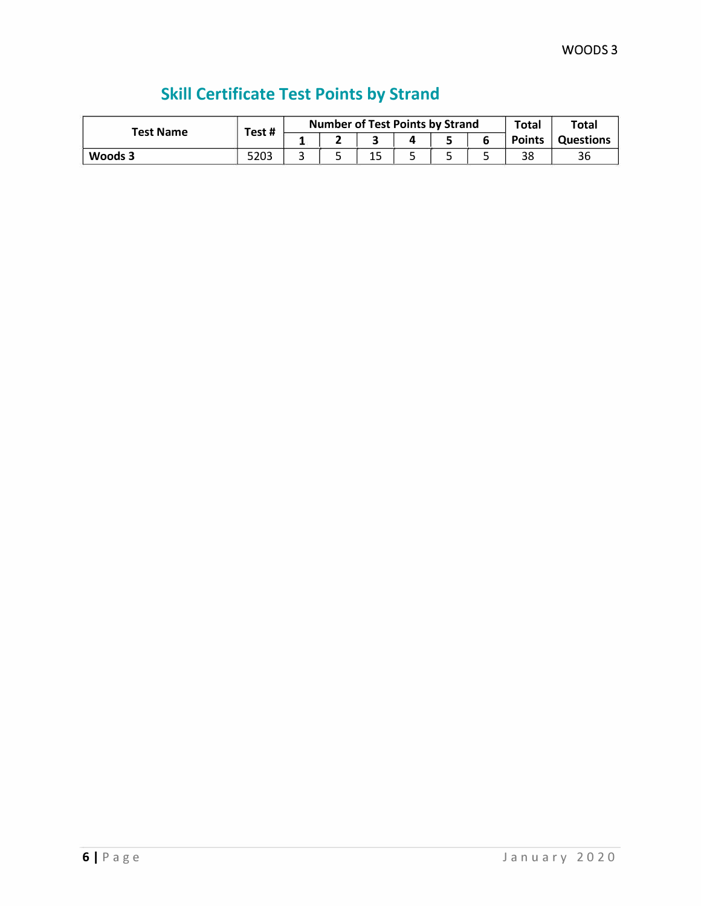## Skill Certificate Test Points by Strand

| Test Name | Test # | Number of Test Points by Strand | | | | | | Total Points | Total Questions |
|---|---|---|---|---|---|---|---|---|---|
| | | 1 | 2 | 3 | 4 | 5 | 6 | | |
| **Woods 3** | 5203 | 3 | 5 | 15 | 5 | 5 | 5 | 38 | 36 |